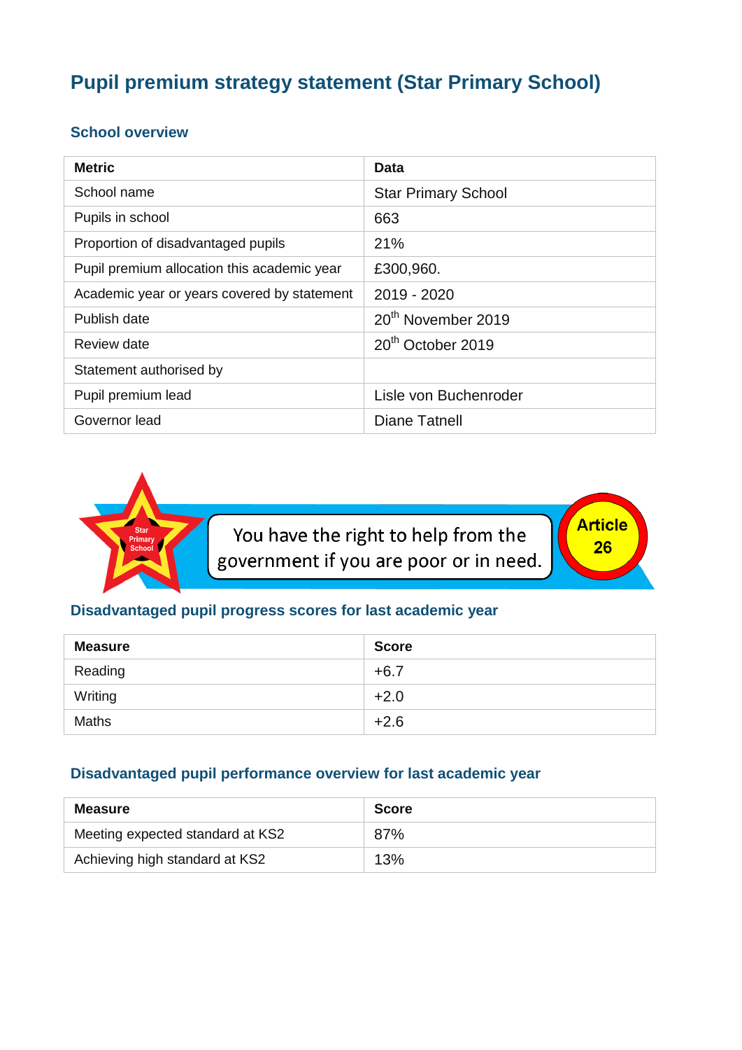# Pupil premium strategy statement (Star Primary School)

## School overview

| Metric | Data |
|---|---|
| School name | Star Primary School |
| Pupils in school | 663 |
| Proportion of disadvantaged pupils | 21% |
| Pupil premium allocation this academic year | £300,960. |
| Academic year or years covered by statement | 2019 - 2020 |
| Publish date | 20th November 2019 |
| Review date | 20th October 2019 |
| Statement authorised by | |
| Pupil premium lead | Lisle von Buchenroder |
| Governor lead | Diane Tatnell |

Star Primary School

You have the right to help from the government if you are poor or in need.

Article 26

## Disadvantaged pupil progress scores for last academic year

| Measure | Score |
|---|---|
| Reading | +6.7 |
| Writing | +2.0 |
| Maths | +2.6 |

## Disadvantaged pupil performance overview for last academic year

| Measure | Score |
|---|---|
| Meeting expected standard at KS2 | 87% |
| Achieving high standard at KS2 | 13% |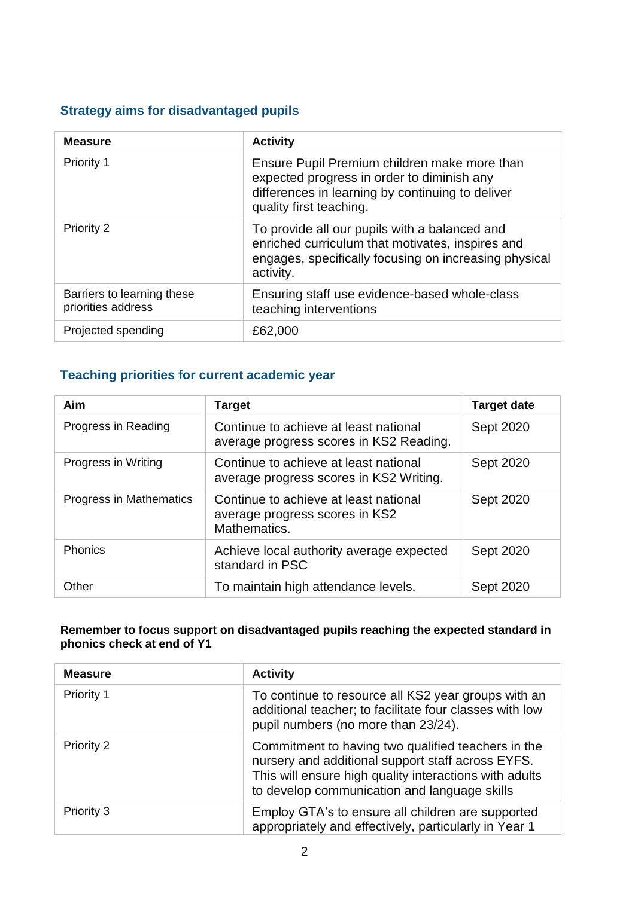## Strategy aims for disadvantaged pupils

| Measure | Activity |
|---|---|
| Priority 1 | Ensure Pupil Premium children make more than expected progress in order to diminish any differences in learning by continuing to deliver quality first teaching. |
| Priority 2 | To provide all our pupils with a balanced and enriched curriculum that motivates, inspires and engages, specifically focusing on increasing physical activity. |
| Barriers to learning these priorities address | Ensuring staff use evidence-based whole-class teaching interventions |
| Projected spending | £62,000 |

## Teaching priorities for current academic year

| Aim | Target | Target date |
|---|---|---|
| Progress in Reading | Continue to achieve at least national average progress scores in KS2 Reading. | Sept 2020 |
| Progress in Writing | Continue to achieve at least national average progress scores in KS2 Writing. | Sept 2020 |
| Progress in Mathematics | Continue to achieve at least national average progress scores in KS2 Mathematics. | Sept 2020 |
| Phonics | Achieve local authority average expected standard in PSC | Sept 2020 |
| Other | To maintain high attendance levels. | Sept 2020 |

**Remember to focus support on disadvantaged pupils reaching the expected standard in phonics check at end of Y1**

| Measure | Activity |
|---|---|
| Priority 1 | To continue to resource all KS2 year groups with an additional teacher; to facilitate four classes with low pupil numbers (no more than 23/24). |
| Priority 2 | Commitment to having two qualified teachers in the nursery and additional support staff across EYFS. This will ensure high quality interactions with adults to develop communication and language skills |
| Priority 3 | Employ GTA's to ensure all children are supported appropriately and effectively, particularly in Year 1 |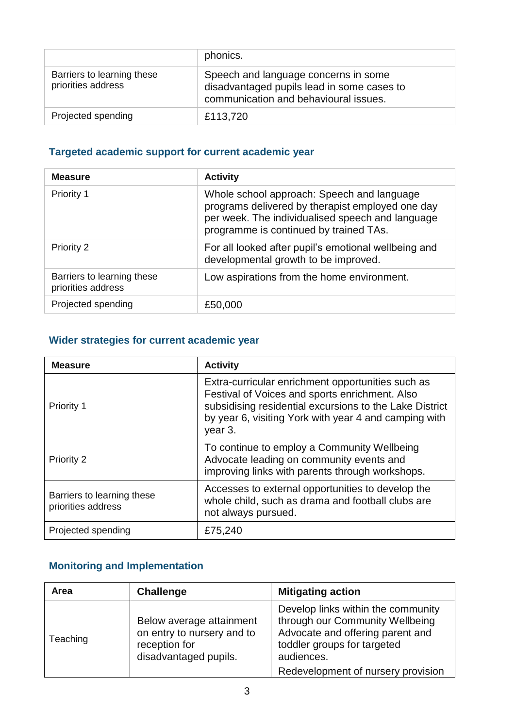| | phonics. |
|---|---|
| Barriers to learning these priorities address | Speech and language concerns in some disadvantaged pupils lead in some cases to communication and behavioural issues. |
| Projected spending | £113,720 |

## Targeted academic support for current academic year

| Measure | Activity |
|---|---|
| Priority 1 | Whole school approach: Speech and language programs delivered by therapist employed one day per week. The individualised speech and language programme is continued by trained TAs. |
| Priority 2 | For all looked after pupil's emotional wellbeing and developmental growth to be improved. |
| Barriers to learning these priorities address | Low aspirations from the home environment. |
| Projected spending | £50,000 |

## Wider strategies for current academic year

| Measure | Activity |
|---|---|
| Priority 1 | Extra-curricular enrichment opportunities such as Festival of Voices and sports enrichment. Also subsidising residential excursions to the Lake District by year 6, visiting York with year 4 and camping with year 3. |
| Priority 2 | To continue to employ a Community Wellbeing Advocate leading on community events and improving links with parents through workshops. |
| Barriers to learning these priorities address | Accesses to external opportunities to develop the whole child, such as drama and football clubs are not always pursued. |
| Projected spending | £75,240 |

## Monitoring and Implementation

| Area | Challenge | Mitigating action |
|---|---|---|
| Teaching | Below average attainment on entry to nursery and to reception for disadvantaged pupils. | Develop links within the community through our Community Wellbeing Advocate and offering parent and toddler groups for targeted audiences.<br>Redevelopment of nursery provision |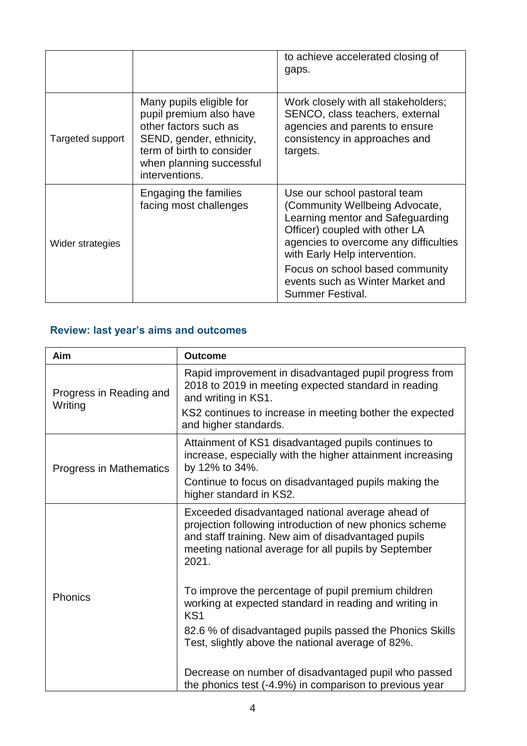| | | |
|---|---|---|
| | | to achieve accelerated closing of gaps. |
| Targeted support | Many pupils eligible for pupil premium also have other factors such as SEND, gender, ethnicity, term of birth to consider when planning successful interventions. | Work closely with all stakeholders; SENCO, class teachers, external agencies and parents to ensure consistency in approaches and targets. |
| Wider strategies | Engaging the families facing most challenges | Use our school pastoral team (Community Wellbeing Advocate, Learning mentor and Safeguarding Officer) coupled with other LA agencies to overcome any difficulties with Early Help intervention.<br>Focus on school based community events such as Winter Market and Summer Festival. |

## Review: last year's aims and outcomes

| Aim | Outcome |
|---|---|
| Progress in Reading and Writing | Rapid improvement in disadvantaged pupil progress from 2018 to 2019 in meeting expected standard in reading and writing in KS1.<br>KS2 continues to increase in meeting bother the expected and higher standards. |
| Progress in Mathematics | Attainment of KS1 disadvantaged pupils continues to increase, especially with the higher attainment increasing by 12% to 34%.<br>Continue to focus on disadvantaged pupils making the higher standard in KS2. |
| Phonics | Exceeded disadvantaged national average ahead of projection following introduction of new phonics scheme and staff training. New aim of disadvantaged pupils meeting national average for all pupils by September 2021.<br><br>To improve the percentage of pupil premium children working at expected standard in reading and writing in KS1<br>82.6 % of disadvantaged pupils passed the Phonics Skills Test, slightly above the national average of 82%.<br><br>Decrease on number of disadvantaged pupil who passed the phonics test (-4.9%) in comparison to previous year |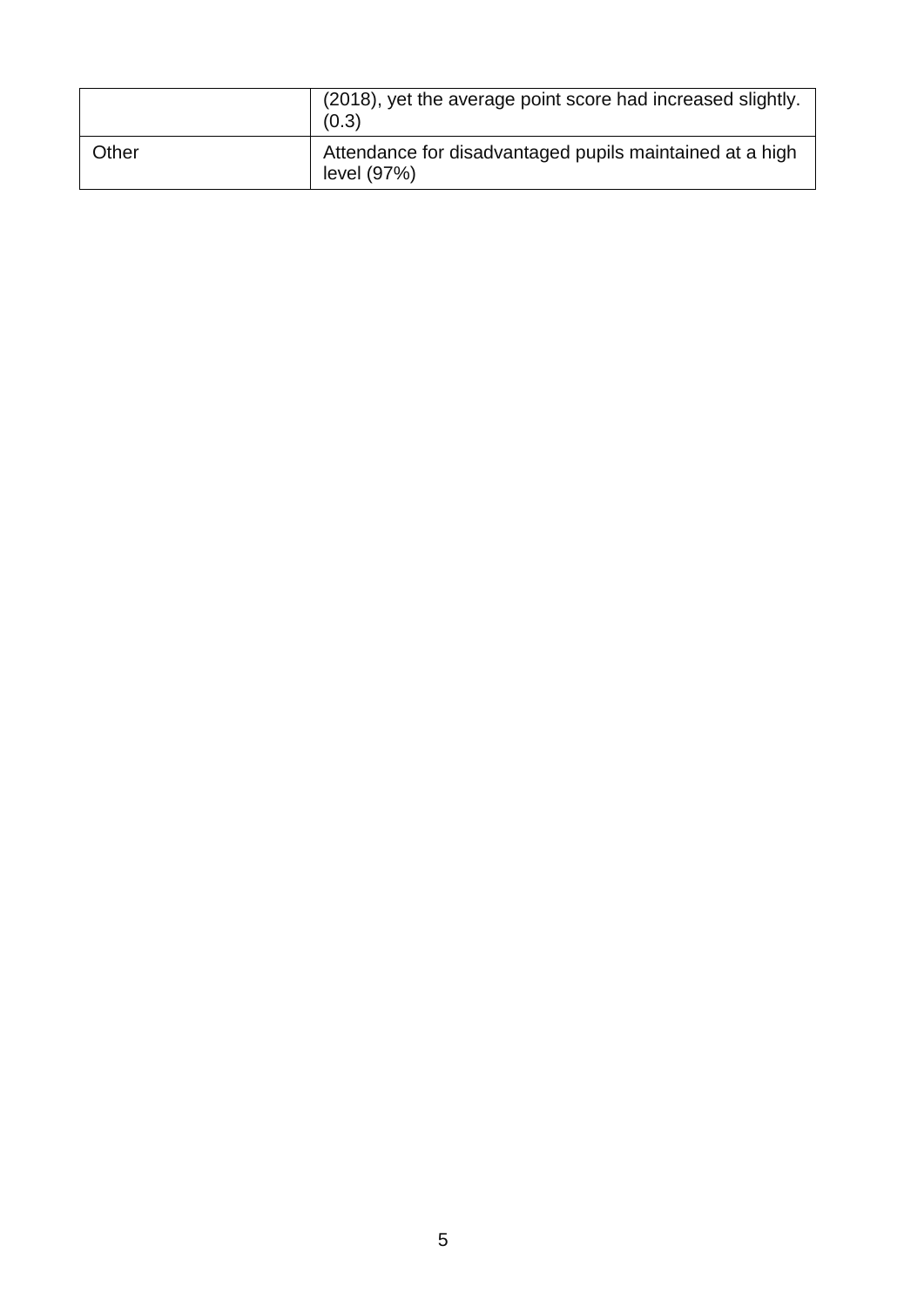| | |
|---|---|
| | (2018), yet the average point score had increased slightly. (0.3) |
| Other | Attendance for disadvantaged pupils maintained at a high level (97%) |